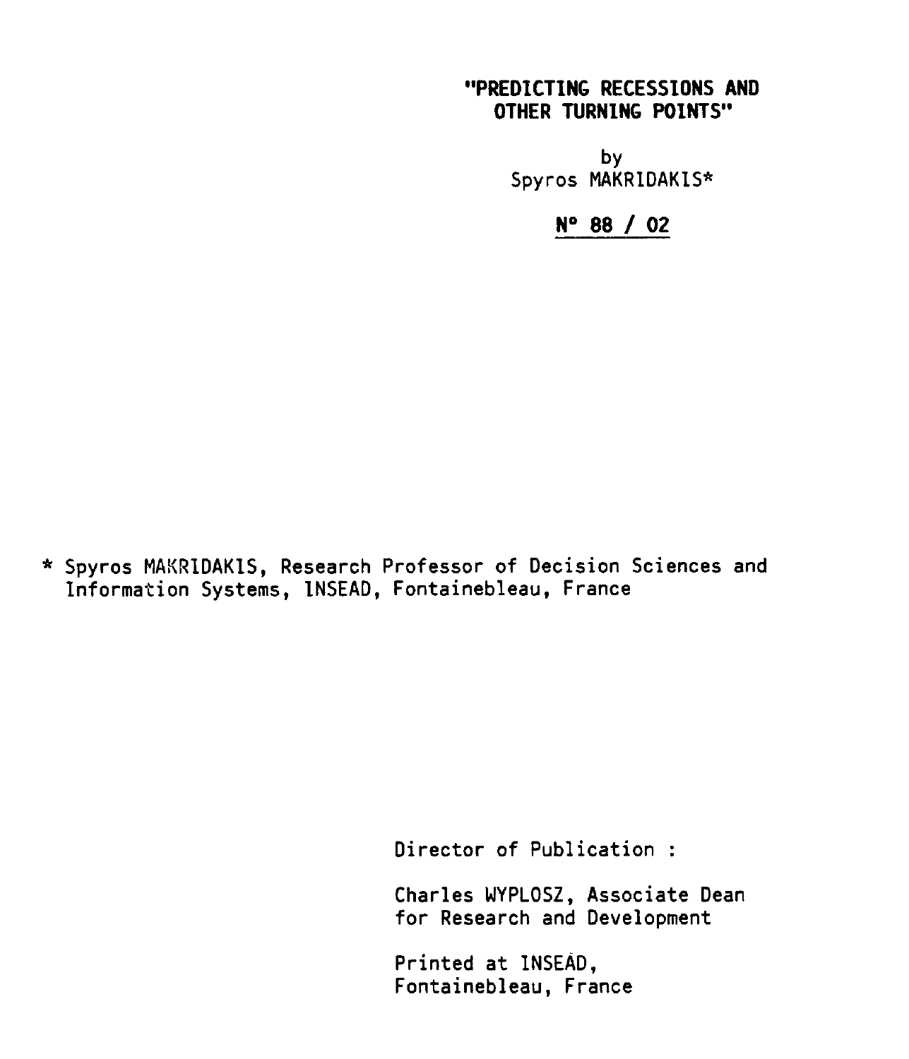# "PREDICTING RECESSIONS AND OTHER TURNING POINTS"

by
Spyros MAKRIDAKIS*

**N° 88 / 02**

* Spyros MAKRIDAKIS, Research Professor of Decision Sciences and Information Systems, INSEAD, Fontainebleau, France

Director of Publication :

Charles WYPLOSZ, Associate Dean for Research and Development

Printed at INSEAD,
Fontainebleau, France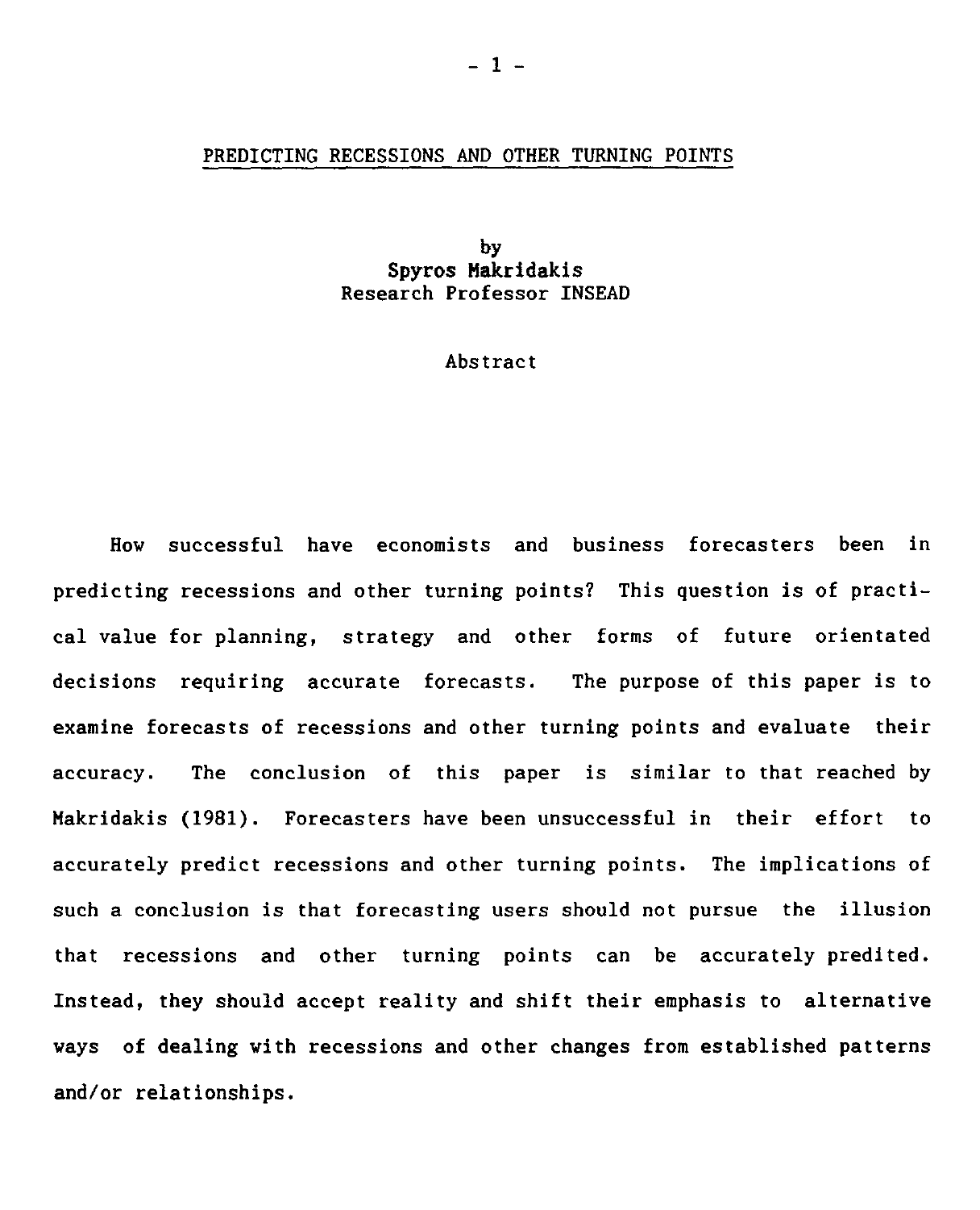# PREDICTING RECESSIONS AND OTHER TURNING POINTS

by
**Spyros Makridakis**
Research Professor INSEAD

Abstract

How successful have economists and business forecasters been in predicting recessions and other turning points? This question is of practical value for planning, strategy and other forms of future orientated decisions requiring accurate forecasts. The purpose of this paper is to examine forecasts of recessions and other turning points and evaluate their accuracy. The conclusion of this paper is similar to that reached by Makridakis (1981). Forecasters have been unsuccessful in their effort to accurately predict recessions and other turning points. The implications of such a conclusion is that forecasting users should not pursue the illusion that recessions and other turning points can be accurately predited. Instead, they should accept reality and shift their emphasis to alternative ways of dealing with recessions and other changes from established patterns and/or relationships.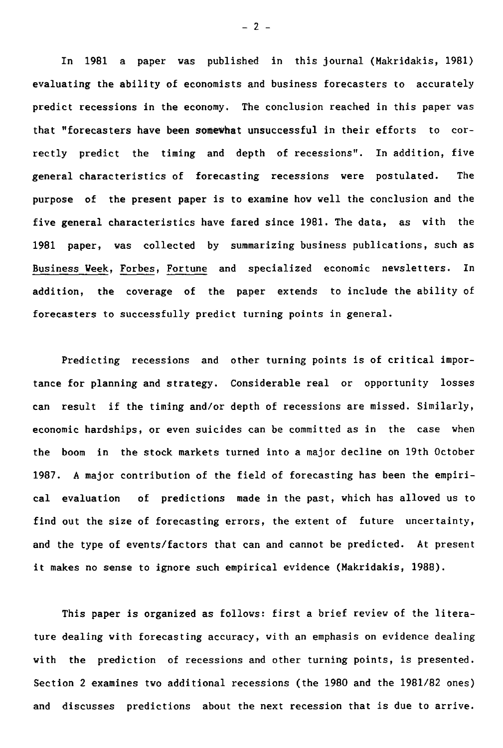In 1981 a paper was published in this journal (Makridakis, 1981) evaluating the ability of economists and business forecasters to accurately predict recessions in the economy. The conclusion reached in this paper was that "forecasters have been somewhat unsuccessful in their efforts to correctly predict the timing and depth of recessions". In addition, five general characteristics of forecasting recessions were postulated. The purpose of the present paper is to examine how well the conclusion and the five general characteristics have fared since 1981. The data, as with the 1981 paper, was collected by summarizing business publications, such as Business Week, Forbes, Fortune and specialized economic newsletters. In addition, the coverage of the paper extends to include the ability of forecasters to successfully predict turning points in general.

Predicting recessions and other turning points is of critical importance for planning and strategy. Considerable real or opportunity losses can result if the timing and/or depth of recessions are missed. Similarly, economic hardships, or even suicides can be committed as in the case when the boom in the stock markets turned into a major decline on 19th October 1987. A major contribution of the field of forecasting has been the empirical evaluation of predictions made in the past, which has allowed us to find out the size of forecasting errors, the extent of future uncertainty, and the type of events/factors that can and cannot be predicted. At present it makes no sense to ignore such empirical evidence (Makridakis, 1988).

This paper is organized as follows: first a brief review of the literature dealing with forecasting accuracy, with an emphasis on evidence dealing with the prediction of recessions and other turning points, is presented. Section 2 examines two additional recessions (the 1980 and the 1981/82 ones) and discusses predictions about the next recession that is due to arrive.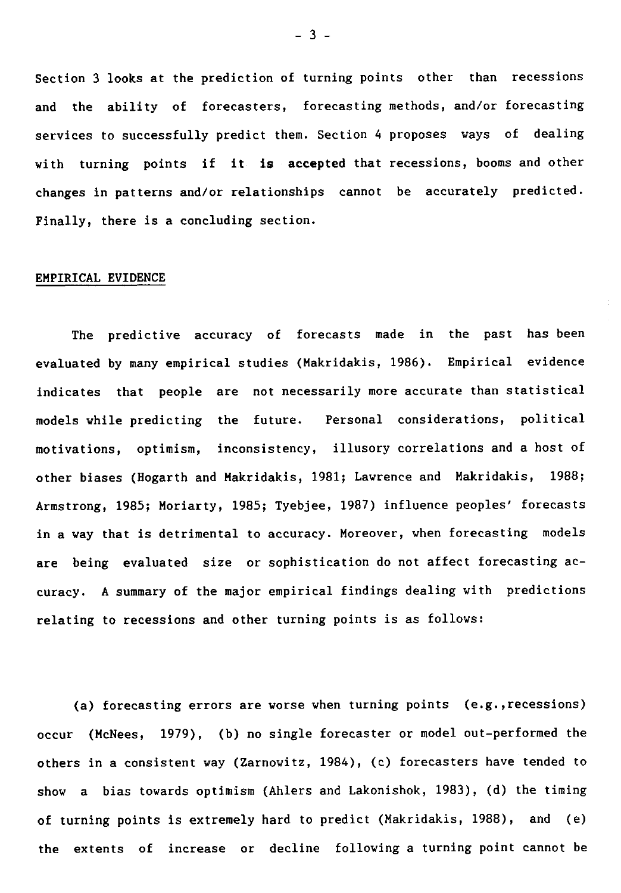Section 3 looks at the prediction of turning points other than recessions and the ability of forecasters, forecasting methods, and/or forecasting services to successfully predict them. Section 4 proposes ways of dealing with turning points if **it is accepted** that recessions, booms and other changes in patterns and/or relationships cannot be accurately predicted. Finally, there is a concluding section.

## EMPIRICAL EVIDENCE

The predictive accuracy of forecasts made in the past has been evaluated by many empirical studies (Makridakis, 1986). Empirical evidence indicates that people are not necessarily more accurate than statistical models while predicting the future. Personal considerations, political motivations, optimism, inconsistency, illusory correlations and a host of other biases (Hogarth and Makridakis, 1981; Lawrence and Makridakis, 1988; Armstrong, 1985; Moriarty, 1985; Tyebjee, 1987) influence peoples' forecasts in a way that is detrimental to accuracy. Moreover, when forecasting models are being evaluated size or sophistication do not affect forecasting accuracy. A summary of the major empirical findings dealing with predictions relating to recessions and other turning points is as follows:

(a) forecasting errors are worse when turning points (e.g.,recessions) occur (McNees, 1979), (b) no single forecaster or model out-performed the others in a consistent way (Zarnowitz, 1984), (c) forecasters have tended to show a bias towards optimism (Ahlers and Lakonishok, 1983), (d) the timing of turning points is extremely hard to predict (Makridakis, 1988), and (e) the extents of increase or decline following a turning point cannot be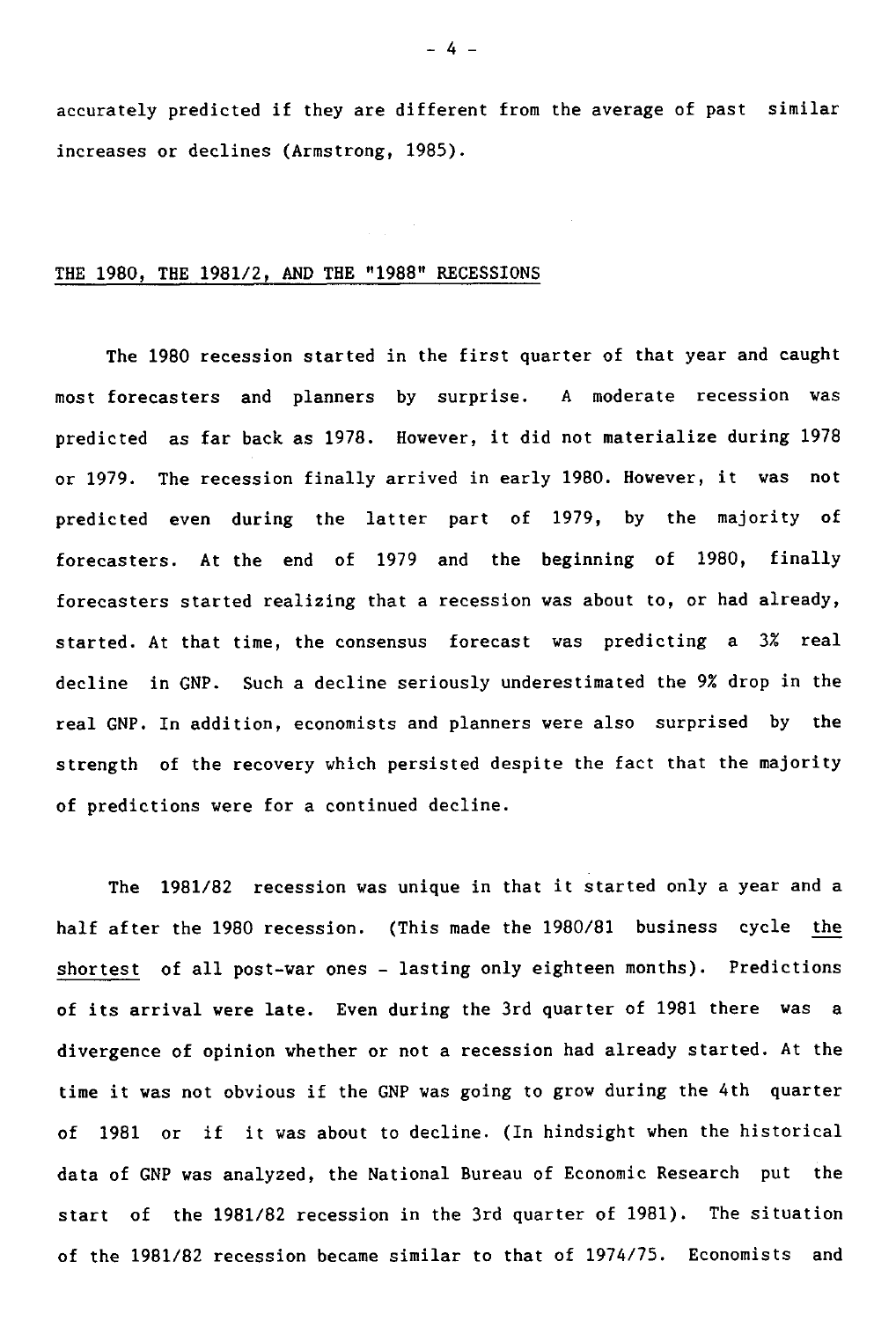accurately predicted if they are different from the average of past similar increases or declines (Armstrong, 1985).

## THE 1980, THE 1981/2, AND THE "1988" RECESSIONS

The 1980 recession started in the first quarter of that year and caught most forecasters and planners by surprise. A moderate recession was predicted as far back as 1978. However, it did not materialize during 1978 or 1979. The recession finally arrived in early 1980. However, it was not predicted even during the latter part of 1979, by the majority of forecasters. At the end of 1979 and the beginning of 1980, finally forecasters started realizing that a recession was about to, or had already, started. At that time, the consensus forecast was predicting a 3% real decline in GNP. Such a decline seriously underestimated the 9% drop in the real GNP. In addition, economists and planners were also surprised by the strength of the recovery which persisted despite the fact that the majority of predictions were for a continued decline.

The 1981/82 recession was unique in that it started only a year and a half after the 1980 recession. (This made the 1980/81 business cycle <u>the shortest</u> of all post-war ones - lasting only eighteen months). Predictions of its arrival were late. Even during the 3rd quarter of 1981 there was a divergence of opinion whether or not a recession had already started. At the time it was not obvious if the GNP was going to grow during the 4th quarter of 1981 or if it was about to decline. (In hindsight when the historical data of GNP was analyzed, the National Bureau of Economic Research put the start of the 1981/82 recession in the 3rd quarter of 1981). The situation of the 1981/82 recession became similar to that of 1974/75. Economists and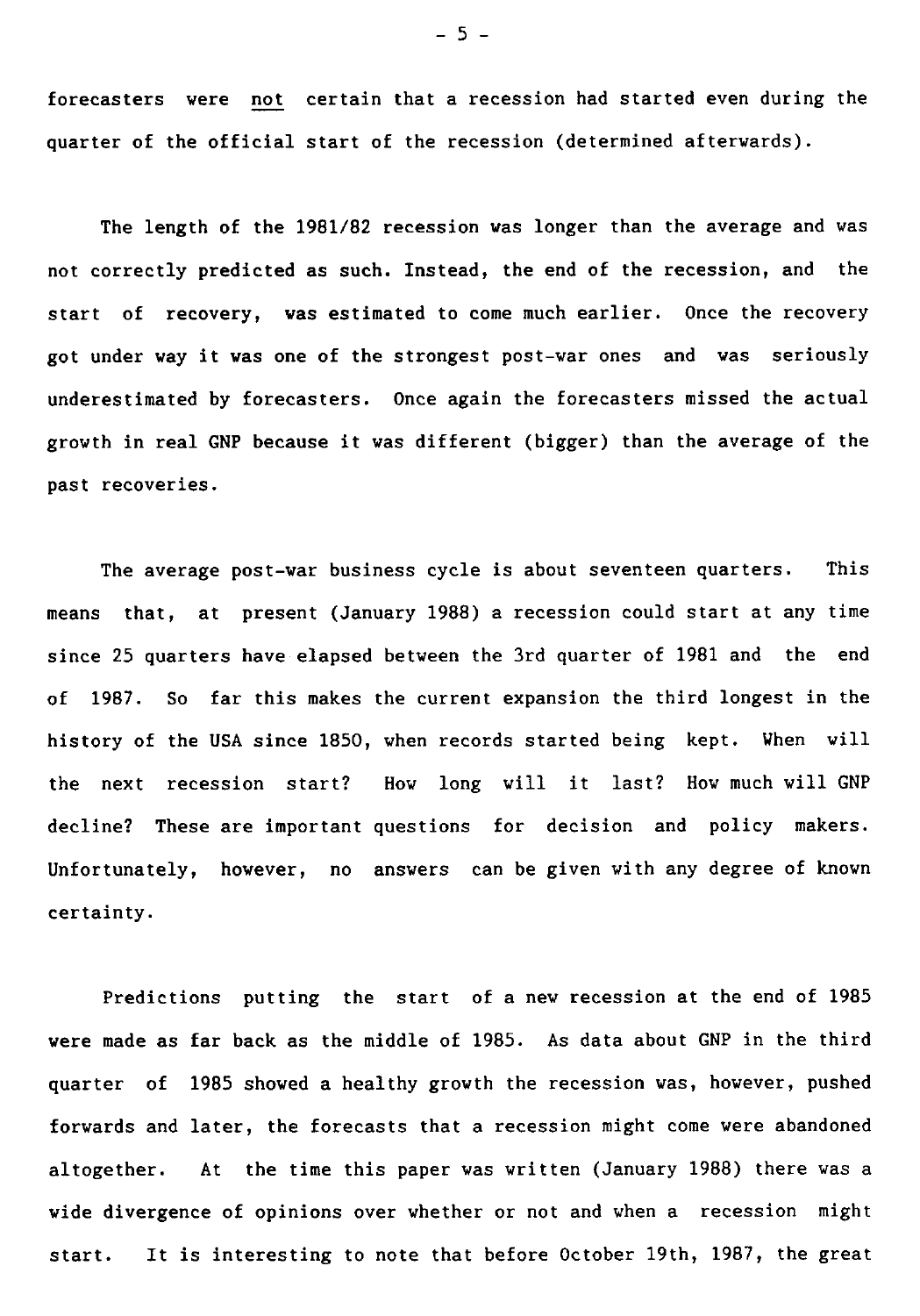forecasters were <u>not</u> certain that a recession had started even during the quarter of the official start of the recession (determined afterwards).

The length of the 1981/82 recession was longer than the average and was not correctly predicted as such. Instead, the end of the recession, and the start of recovery, was estimated to come much earlier. Once the recovery got under way it was one of the strongest post-war ones and was seriously underestimated by forecasters. Once again the forecasters missed the actual growth in real GNP because it was different (bigger) than the average of the past recoveries.

The average post-war business cycle is about seventeen quarters. This means that, at present (January 1988) a recession could start at any time since 25 quarters have elapsed between the 3rd quarter of 1981 and the end of 1987. So far this makes the current expansion the third longest in the history of the USA since 1850, when records started being kept. When will the next recession start? How long will it last? How much will GNP decline? These are important questions for decision and policy makers. Unfortunately, however, no answers can be given with any degree of known certainty.

Predictions putting the start of a new recession at the end of 1985 were made as far back as the middle of 1985. As data about GNP in the third quarter of 1985 showed a healthy growth the recession was, however, pushed forwards and later, the forecasts that a recession might come were abandoned altogether. At the time this paper was written (January 1988) there was a wide divergence of opinions over whether or not and when a recession might start. It is interesting to note that before October 19th, 1987, the great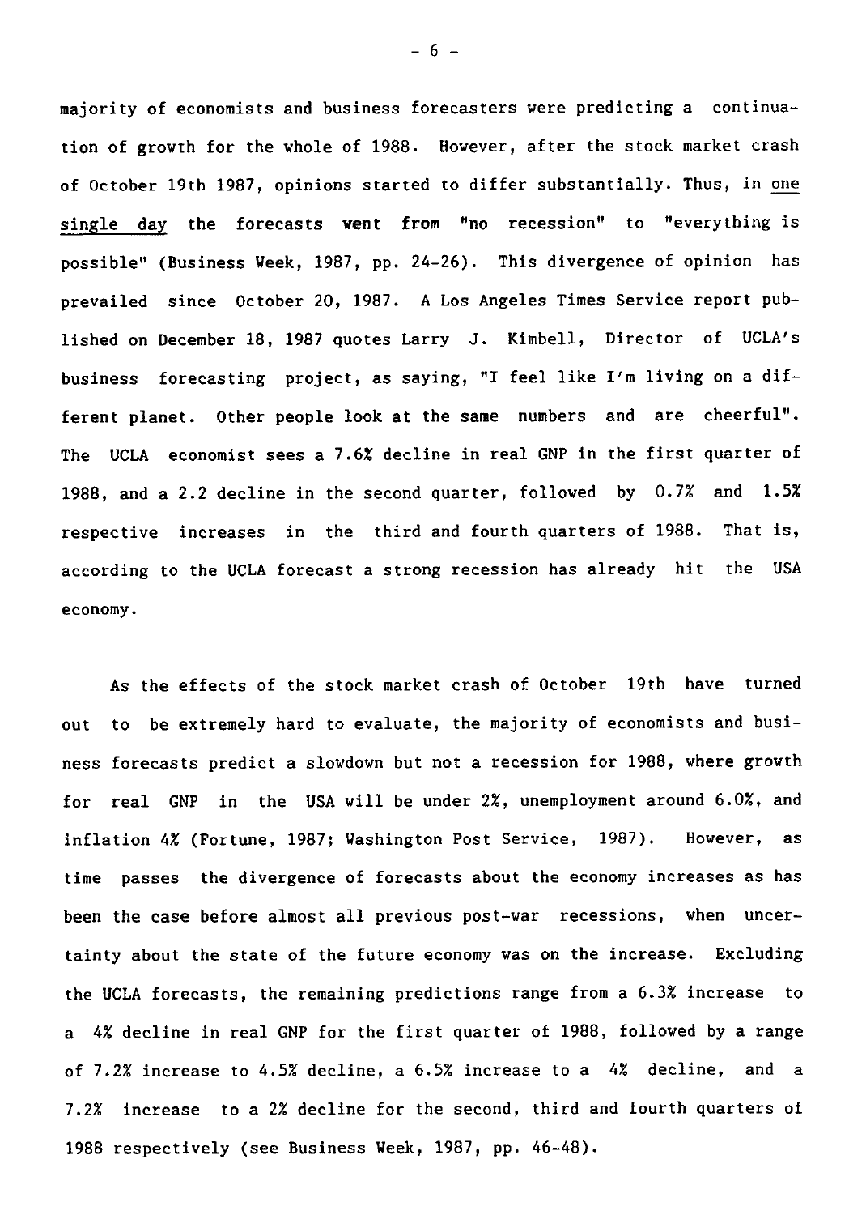majority of economists and business forecasters were predicting a continuation of growth for the whole of 1988. However, after the stock market crash of October 19th 1987, opinions started to differ substantially. Thus, in <u>one single day</u> the forecasts **went from** "no recession" to "everything is possible" (Business Week, 1987, pp. 24-26). This divergence of opinion has prevailed since October 20, 1987. A Los Angeles Times Service report published on December 18, 1987 quotes Larry J. Kimbell, Director of UCLA's business forecasting project, as saying, "I feel like I'm living on a different planet. Other people look at the same numbers and are cheerful". The UCLA economist sees a 7.6% decline in real GNP in the first quarter of 1988, and a 2.2 decline in the second quarter, followed by 0.7% and 1.5% respective increases in the third and fourth quarters of 1988. That is, according to the UCLA forecast a strong recession has already hit the USA economy.

As the effects of the stock market crash of October 19th have turned out to be extremely hard to evaluate, the majority of economists and business forecasts predict a slowdown but not a recession for 1988, where growth for real GNP in the USA will be under 2%, unemployment around 6.0%, and inflation 4% (Fortune, 1987; Washington Post Service, 1987). However, as time passes the divergence of forecasts about the economy increases as has been the case before almost all previous post-war recessions, when uncertainty about the state of the future economy was on the increase. Excluding the UCLA forecasts, the remaining predictions range from a 6.3% increase to a 4% decline in real GNP for the first quarter of 1988, followed by a range of 7.2% increase to 4.5% decline, a 6.5% increase to a 4% decline, and a 7.2% increase to a 2% decline for the second, third and fourth quarters of 1988 respectively (see Business Week, 1987, pp. 46-48).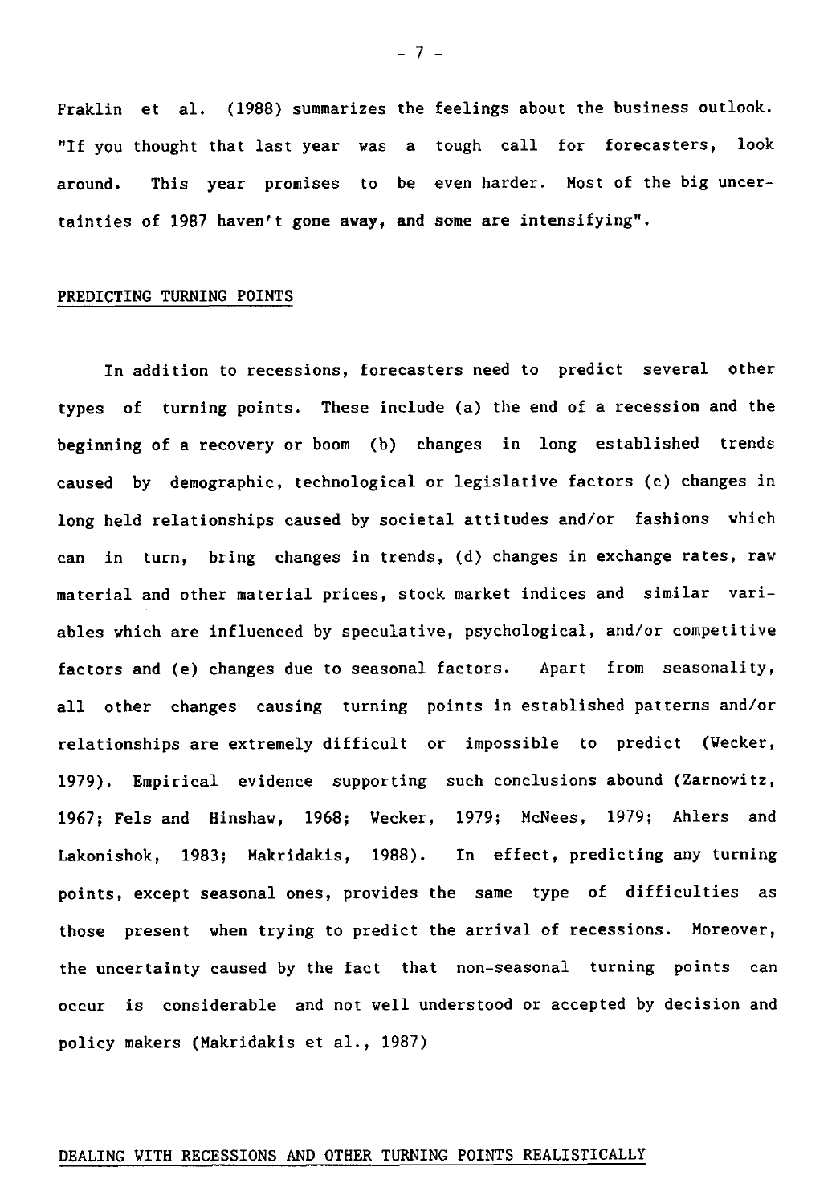Fraklin et al. (1988) summarizes the feelings about the business outlook. "If you thought that last year was a tough call for forecasters, look around. This year promises to be even harder. Most of the big uncertainties of 1987 haven't gone away, and some are intensifying".

## PREDICTING TURNING POINTS

In addition to recessions, forecasters need to predict several other types of turning points. These include (a) the end of a recession and the beginning of a recovery or boom (b) changes in long established trends caused by demographic, technological or legislative factors (c) changes in long held relationships caused by societal attitudes and/or fashions which can in turn, bring changes in trends, (d) changes in exchange rates, raw material and other material prices, stock market indices and similar variables which are influenced by speculative, psychological, and/or competitive factors and (e) changes due to seasonal factors. Apart from seasonality, all other changes causing turning points in established patterns and/or relationships are extremely difficult or impossible to predict (Wecker, 1979). Empirical evidence supporting such conclusions abound (Zarnowitz, 1967; Fels and Hinshaw, 1968; Wecker, 1979; McNees, 1979; Ahlers and Lakonishok, 1983; Makridakis, 1988). In effect, predicting any turning points, except seasonal ones, provides the same type of difficulties as those present when trying to predict the arrival of recessions. Moreover, the uncertainty caused by the fact that non-seasonal turning points can occur is considerable and not well understood or accepted by decision and policy makers (Makridakis et al., 1987)

## DEALING WITH RECESSIONS AND OTHER TURNING POINTS REALISTICALLY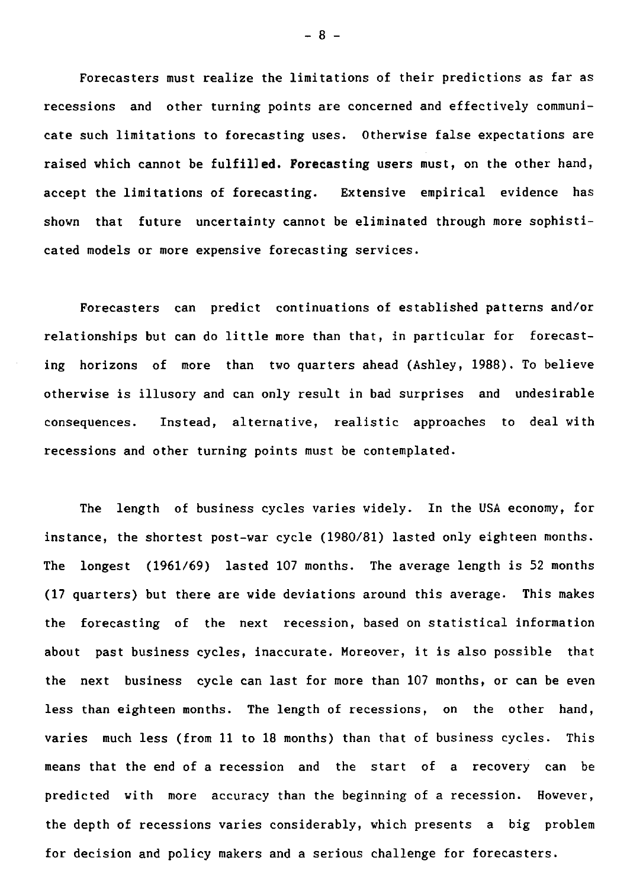Forecasters must realize the limitations of their predictions as far as recessions and other turning points are concerned and effectively communicate such limitations to forecasting uses. Otherwise false expectations are raised which cannot be fulfilled. Forecasting users must, on the other hand, accept the limitations of forecasting. Extensive empirical evidence has shown that future uncertainty cannot be eliminated through more sophisticated models or more expensive forecasting services.

Forecasters can predict continuations of established patterns and/or relationships but can do little more than that, in particular for forecasting horizons of more than two quarters ahead (Ashley, 1988). To believe otherwise is illusory and can only result in bad surprises and undesirable consequences. Instead, alternative, realistic approaches to deal with recessions and other turning points must be contemplated.

The length of business cycles varies widely. In the USA economy, for instance, the shortest post-war cycle (1980/81) lasted only eighteen months. The longest (1961/69) lasted 107 months. The average length is 52 months (17 quarters) but there are wide deviations around this average. This makes the forecasting of the next recession, based on statistical information about past business cycles, inaccurate. Moreover, it is also possible that the next business cycle can last for more than 107 months, or can be even less than eighteen months. The length of recessions, on the other hand, varies much less (from 11 to 18 months) than that of business cycles. This means that the end of a recession and the start of a recovery can be predicted with more accuracy than the beginning of a recession. However, the depth of recessions varies considerably, which presents a big problem for decision and policy makers and a serious challenge for forecasters.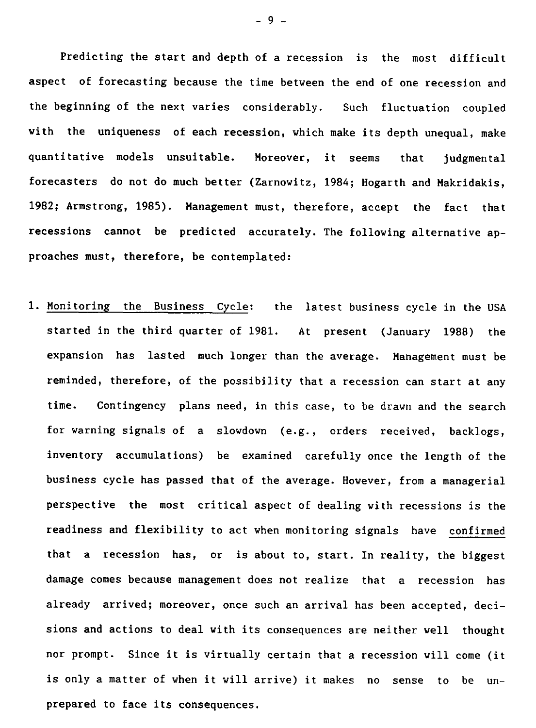Predicting the start and depth of a recession is the most difficult aspect of forecasting because the time between the end of one recession and the beginning of the next varies considerably. Such fluctuation coupled with the uniqueness of each recession, which make its depth unequal, make quantitative models unsuitable. Moreover, it seems that judgmental forecasters do not do much better (Zarnowitz, 1984; Hogarth and Makridakis, 1982; Armstrong, 1985). Management must, therefore, accept the fact that recessions cannot be predicted accurately. The following alternative approaches must, therefore, be contemplated:

1. <u>Monitoring the Business Cycle</u>: the latest business cycle in the USA started in the third quarter of 1981. At present (January 1988) the expansion has lasted much longer than the average. Management must be reminded, therefore, of the possibility that a recession can start at any time. Contingency plans need, in this case, to be drawn and the search for warning signals of a slowdown (e.g., orders received, backlogs, inventory accumulations) be examined carefully once the length of the business cycle has passed that of the average. However, from a managerial perspective the most critical aspect of dealing with recessions is the readiness and flexibility to act when monitoring signals have <u>confirmed</u> that a recession has, or is about to, start. In reality, the biggest damage comes because management does not realize that a recession has already arrived; moreover, once such an arrival has been accepted, decisions and actions to deal with its consequences are neither well thought nor prompt. Since it is virtually certain that a recession will come (it is only a matter of when it will arrive) it makes no sense to be unprepared to face its consequences.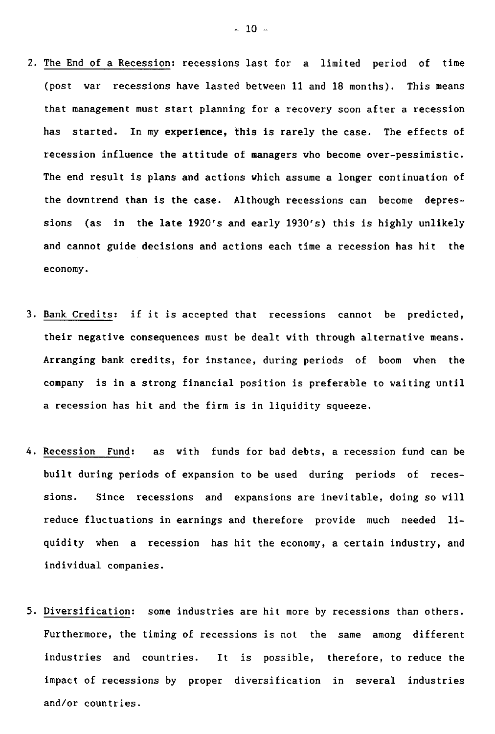2. <u>The End of a Recession</u>: recessions last for a limited period of time (post war recessions have lasted between 11 and 18 months). This means that management must start planning for a recovery soon after a recession has started. In my experience, this is rarely the case. The effects of recession influence the attitude of managers who become over-pessimistic. The end result is plans and actions which assume a longer continuation of the downtrend than is the case. Although recessions can become depressions (as in the late 1920's and early 1930's) this is highly unlikely and cannot guide decisions and actions each time a recession has hit the economy.

3. <u>Bank Credits</u>: if it is accepted that recessions cannot be predicted, their negative consequences must be dealt with through alternative means. Arranging bank credits, for instance, during periods of boom when the company is in a strong financial position is preferable to waiting until a recession has hit and the firm is in liquidity squeeze.

4. <u>Recession Fund</u>: as with funds for bad debts, a recession fund can be built during periods of expansion to be used during periods of recessions. Since recessions and expansions are inevitable, doing so will reduce fluctuations in earnings and therefore provide much needed liquidity when a recession has hit the economy, a certain industry, and individual companies.

5. <u>Diversification</u>: some industries are hit more by recessions than others. Furthermore, the timing of recessions is not the same among different industries and countries. It is possible, therefore, to reduce the impact of recessions by proper diversification in several industries and/or countries.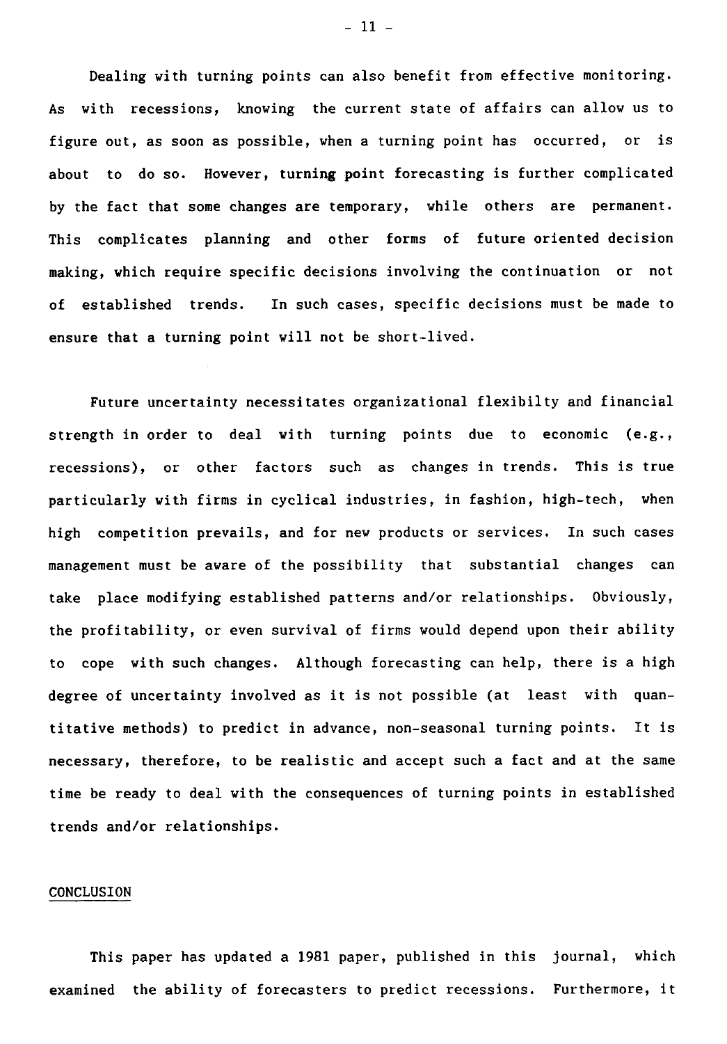Dealing with turning points can also benefit from effective monitoring. As with recessions, knowing the current state of affairs can allow us to figure out, as soon as possible, when a turning point has occurred, or is about to do so. However, turning point forecasting is further complicated by the fact that some changes are temporary, while others are permanent. This complicates planning and other forms of future oriented decision making, which require specific decisions involving the continuation or not of established trends. In such cases, specific decisions must be made to ensure that a turning point will not be short-lived.

Future uncertainty necessitates organizational flexibilty and financial strength in order to deal with turning points due to economic (e.g., recessions), or other factors such as changes in trends. This is true particularly with firms in cyclical industries, in fashion, high-tech, when high competition prevails, and for new products or services. In such cases management must be aware of the possibility that substantial changes can take place modifying established patterns and/or relationships. Obviously, the profitability, or even survival of firms would depend upon their ability to cope with such changes. Although forecasting can help, there is a high degree of uncertainty involved as it is not possible (at least with quantitative methods) to predict in advance, non-seasonal turning points. It is necessary, therefore, to be realistic and accept such a fact and at the same time be ready to deal with the consequences of turning points in established trends and/or relationships.

## CONCLUSION

This paper has updated a 1981 paper, published in this journal, which examined the ability of forecasters to predict recessions. Furthermore, it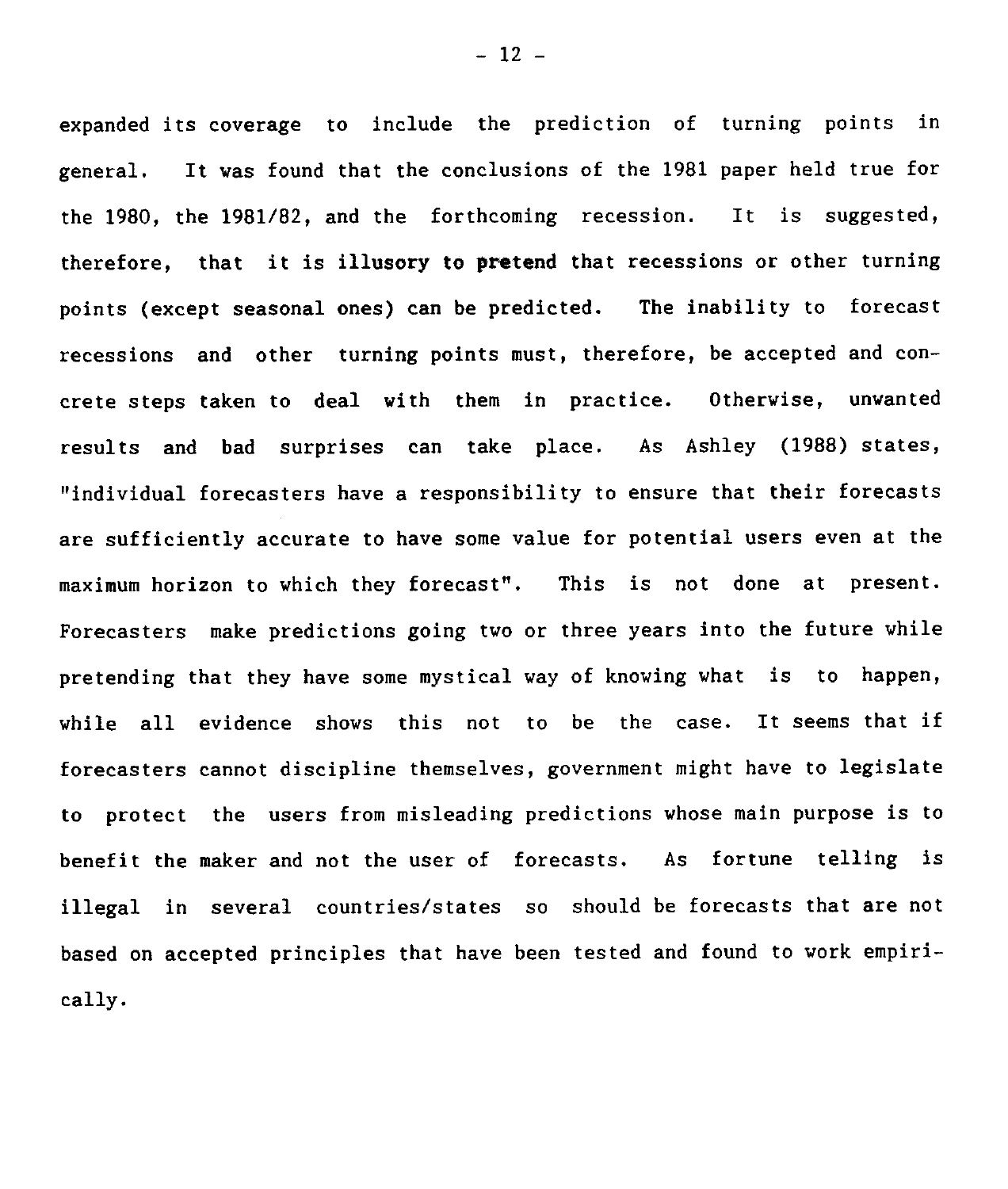expanded its coverage to include the prediction of turning points in general. It was found that the conclusions of the 1981 paper held true for the 1980, the 1981/82, and the forthcoming recession. It is suggested, therefore, that it is **illusory to pretend** that recessions or other turning points (except seasonal ones) can be predicted. The inability to forecast recessions and other turning points must, therefore, be accepted and concrete steps taken to deal with them in practice. Otherwise, unwanted results and bad surprises can take place. As Ashley (1988) states, "individual forecasters have a responsibility to ensure that their forecasts are sufficiently accurate to have some value for potential users even at the maximum horizon to which they forecast". This is not done at present. Forecasters make predictions going two or three years into the future while pretending that they have some mystical way of knowing what is to happen, while all evidence shows this not to be the case. It seems that if forecasters cannot discipline themselves, government might have to legislate to protect the users from misleading predictions whose main purpose is to benefit the maker and not the user of forecasts. As fortune telling is illegal in several countries/states so should be forecasts that are not based on accepted principles that have been tested and found to work empirically.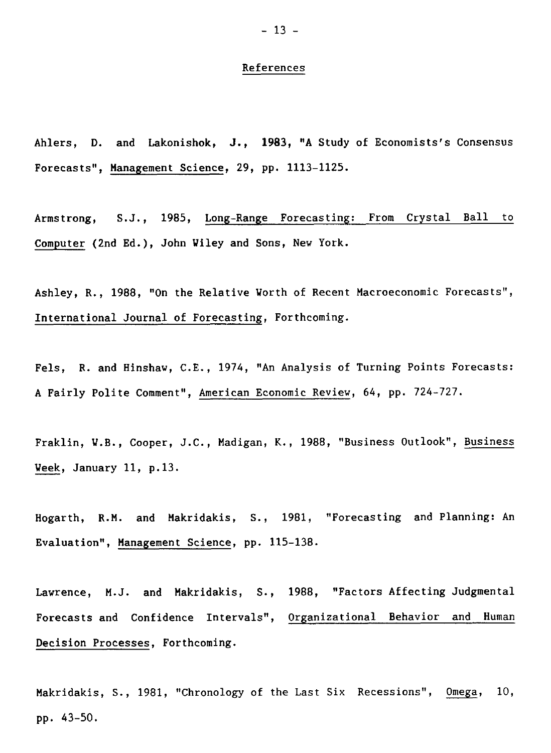## References

Ahlers, D. and Lakonishok, J., 1983, "A Study of Economists's Consensus Forecasts", Management Science, 29, pp. 1113-1125.

Armstrong, S.J., 1985, Long-Range Forecasting: From Crystal Ball to Computer (2nd Ed.), John Wiley and Sons, New York.

Ashley, R., 1988, "On the Relative Worth of Recent Macroeconomic Forecasts", International Journal of Forecasting, Forthcoming.

Fels, R. and Hinshaw, C.E., 1974, "An Analysis of Turning Points Forecasts: A Fairly Polite Comment", American Economic Review, 64, pp. 724-727.

Fraklin, W.B., Cooper, J.C., Madigan, K., 1988, "Business Outlook", Business Week, January 11, p.13.

Hogarth, R.M. and Makridakis, S., 1981, "Forecasting and Planning: An Evaluation", Management Science, pp. 115-138.

Lawrence, M.J. and Makridakis, S., 1988, "Factors Affecting Judgmental Forecasts and Confidence Intervals", Organizational Behavior and Human Decision Processes, Forthcoming.

Makridakis, S., 1981, "Chronology of the Last Six Recessions", Omega, 10, pp. 43-50.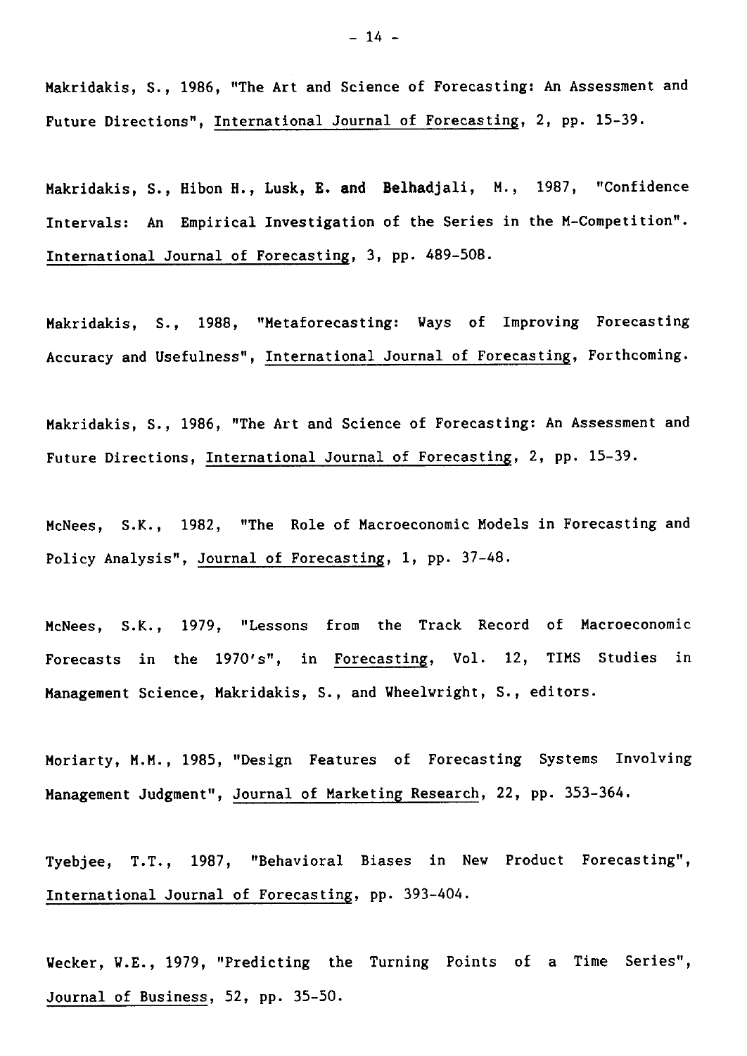Makridakis, S., 1986, "The Art and Science of Forecasting: An Assessment and Future Directions", International Journal of Forecasting, 2, pp. 15-39.

Makridakis, S., Hibon H., Lusk, E. and Belhadjali, M., 1987, "Confidence Intervals: An Empirical Investigation of the Series in the M-Competition". International Journal of Forecasting, 3, pp. 489-508.

Makridakis, S., 1988, "Metaforecasting: Ways of Improving Forecasting Accuracy and Usefulness", International Journal of Forecasting, Forthcoming.

Makridakis, S., 1986, "The Art and Science of Forecasting: An Assessment and Future Directions, International Journal of Forecasting, 2, pp. 15-39.

McNees, S.K., 1982, "The Role of Macroeconomic Models in Forecasting and Policy Analysis", Journal of Forecasting, 1, pp. 37-48.

McNees, S.K., 1979, "Lessons from the Track Record of Macroeconomic Forecasts in the 1970's", in Forecasting, Vol. 12, TIMS Studies in Management Science, Makridakis, S., and Wheelwright, S., editors.

Moriarty, M.M., 1985, "Design Features of Forecasting Systems Involving Management Judgment", Journal of Marketing Research, 22, pp. 353-364.

Tyebjee, T.T., 1987, "Behavioral Biases in New Product Forecasting", International Journal of Forecasting, pp. 393-404.

Wecker, W.E., 1979, "Predicting the Turning Points of a Time Series", Journal of Business, 52, pp. 35-50.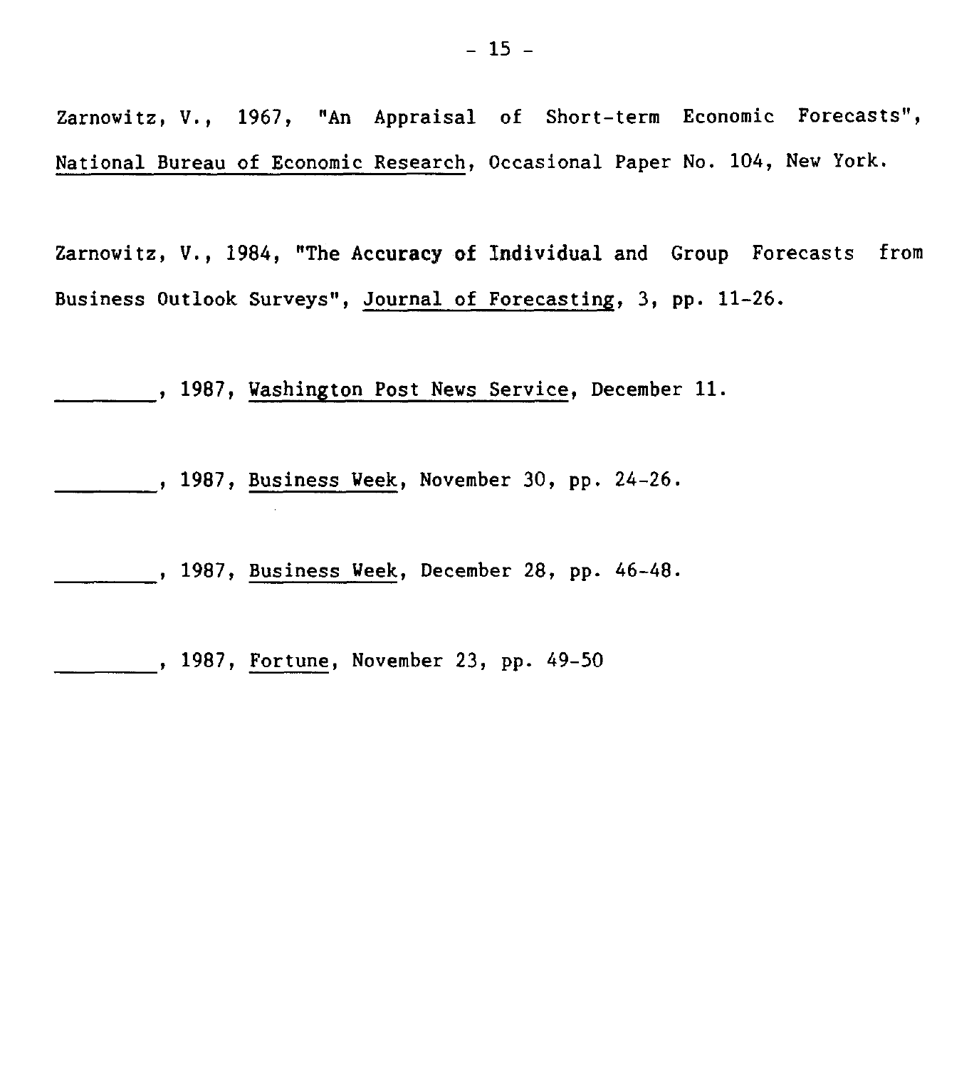Zarnowitz, V., 1967, "An Appraisal of Short-term Economic Forecasts", National Bureau of Economic Research, Occasional Paper No. 104, New York.

Zarnowitz, V., 1984, "The Accuracy of Individual and Group Forecasts from Business Outlook Surveys", Journal of Forecasting, 3, pp. 11-26.

________, 1987, Washington Post News Service, December 11.

________, 1987, Business Week, November 30, pp. 24-26.

________, 1987, Business Week, December 28, pp. 46-48.

________, 1987, Fortune, November 23, pp. 49-50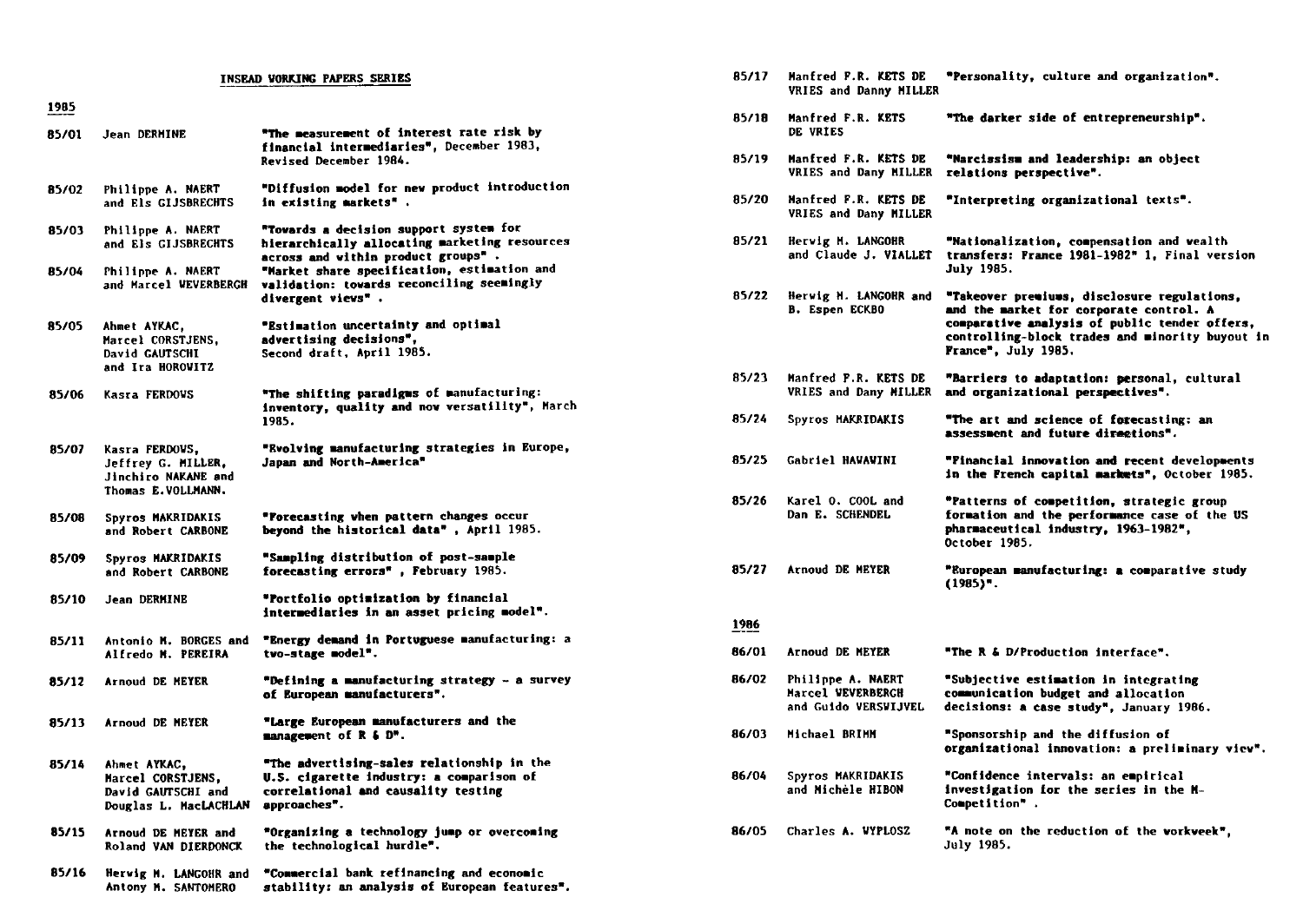## INSEAD WORKING PAPERS SERIES

### 1985

85/01 Jean DERMINE — "The measurement of interest rate risk by financial intermediaries", December 1983, Revised December 1984.

85/02 Philippe A. NAERT and Els GIJSBRECHTS — "Diffusion model for new product introduction in existing markets" .

85/03 Philippe A. NAERT and Els GIJSBRECHTS — "Towards a decision support system for hierarchically allocating marketing resources across and within product groups" .

85/04 Philippe A. NAERT and Marcel WEVERBERGH — "Market share specification, estimation and validation: towards reconciling seemingly divergent views" .

85/05 Ahmet AYKAC, Marcel CORSTJENS, David GAUTSCHI and Ira HOROWITZ — "Estimation uncertainty and optimal advertising decisions", Second draft, April 1985.

85/06 Kasra FERDOWS — "The shifting paradigms of manufacturing: inventory, quality and now versatility", March 1985.

85/07 Kasra FERDOWS, Jeffrey G. MILLER, Jinchiro NAKANE and Thomas E.VOLLMANN. — "Evolving manufacturing strategies in Europe, Japan and North-America"

85/08 Spyros MAKRIDAKIS and Robert CARBONE — "Forecasting when pattern changes occur beyond the historical data" , April 1985.

85/09 Spyros MAKRIDAKIS and Robert CARBONE — "Sampling distribution of post-sample forecasting errors" , February 1985.

85/10 Jean DERMINE — "Portfolio optimization by financial intermediaries in an asset pricing model".

85/11 Antonio M. BORGES and Alfredo M. PEREIRA — "Energy demand in Portuguese manufacturing: a two-stage model".

85/12 Arnoud DE MEYER — "Defining a manufacturing strategy - a survey of European manufacturers".

85/13 Arnoud DE MEYER — "Large European manufacturers and the management of R & D".

85/14 Ahmet AYKAC, Marcel CORSTJENS, David GAUTSCHI and Douglas L. MacLACHLAN — "The advertising-sales relationship in the U.S. cigarette industry: a comparison of correlational and causality testing approaches".

85/15 Arnoud DE MEYER and Roland VAN DIERDONCK — "Organizing a technology jump or overcoming the technological hurdle".

85/16 Hervig M. LANGOHR and Antony M. SANTOMERO — "Commercial bank refinancing and economic stability: an analysis of European features".

85/17 Manfred F.R. KETS DE VRIES and Danny MILLER — "Personality, culture and organization".

85/18 Manfred F.R. KETS DE VRIES — "The darker side of entrepreneurship".

85/19 Manfred F.R. KETS DE VRIES and Dany MILLER — "Narcissism and leadership: an object relations perspective".

85/20 Manfred F.R. KETS DE VRIES and Dany MILLER — "Interpreting organizational texts".

85/21 Hervig M. LANGOHR and Claude J. VIALLET — "Nationalization, compensation and wealth transfers: France 1981-1982" 1, Final version July 1985.

85/22 Herwig M. LANGOHR and B. Espen ECKBO — "Takeover premiums, disclosure regulations, and the market for corporate control. A comparative analysis of public tender offers, controlling-block trades and minority buyout in France", July 1985.

85/23 Manfred F.R. KETS DE VRIES and Dany MILLER — "Barriers to adaptation: personal, cultural and organizational perspectives".

85/24 Spyros MAKRIDAKIS — "The art and science of forecasting: an assessment and future directions".

85/25 Gabriel HAWAWINI — "Financial innovation and recent developments in the French capital markets", October 1985.

85/26 Karel O. COOL and Dan E. SCHENDEL — "Patterns of competition, strategic group formation and the performance case of the US pharmaceutical industry, 1963-1982", October 1985.

85/27 Arnoud DE MEYER — "European manufacturing: a comparative study (1985)".

### 1986

86/01 Arnoud DE MEYER — "The R & D/Production interface".

86/02 Philippe A. NAERT, Marcel WEVERBERGH and Guido VERSWIJVEL — "Subjective estimation in integrating communication budget and allocation decisions: a case study", January 1986.

86/03 Michael BRIMM — "Sponsorship and the diffusion of organizational innovation: a preliminary view".

86/04 Spyros MAKRIDAKIS and Michèle HIBON — "Confidence intervals: an empirical investigation for the series in the M-Competition" .

86/05 Charles A. WYPLOSZ — "A note on the reduction of the workweek", July 1985.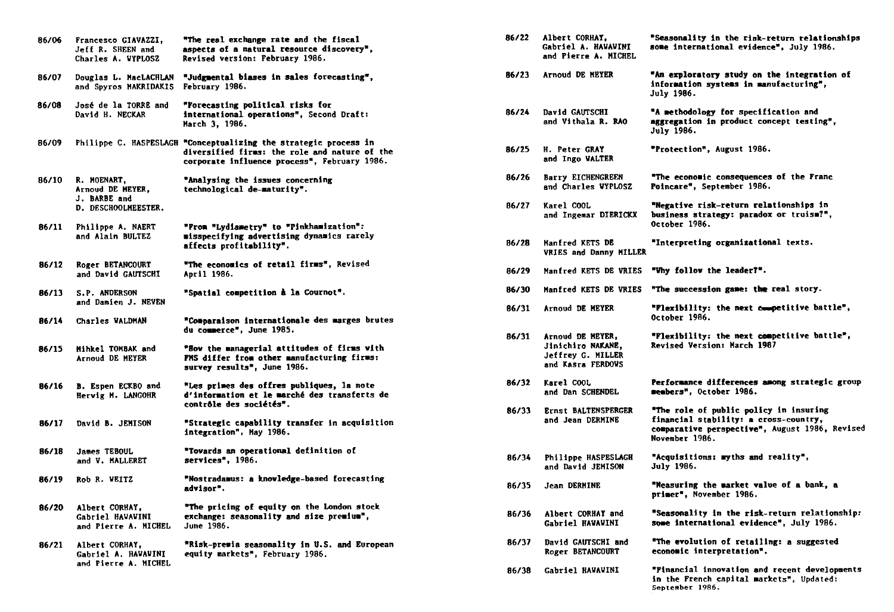| | | |
|---|---|---|
| 86/06 | Francesco GIAVAZZI, Jeff R. SHEEN and Charles A. WYPLOSZ | "The real exchange rate and the fiscal aspects of a natural resource discovery", Revised version: February 1986. |
| 86/07 | Douglas L. MacLACHLAN and Spyros MAKRIDAKIS | "Judgmental biases in sales forecasting", February 1986. |
| 86/08 | José de la TORRE and David H. NECKAR | "Forecasting political risks for international operations", Second Draft: March 3, 1986. |
| 86/09 | Philippe C. HASPESLAGH | "Conceptualizing the strategic process in diversified firms: the role and nature of the corporate influence process", February 1986. |
| 86/10 | R. MOENART, Arnoud DE MEYER, J. BARBE and D. DESCHOOLMEESTER. | "Analysing the issues concerning technological de-maturity". |
| 86/11 | Philippe A. NAERT and Alain BULTEZ | "From "Lydiametry" to "Pinkhamization": misspecifying advertising dynamics rarely affects profitability". |
| 86/12 | Roger BETANCOURT and David GAUTSCHI | "The economics of retail firms", Revised April 1986. |
| 86/13 | S.P. ANDERSON and Damien J. NEVEN | "Spatial competition à la Cournot". |
| 86/14 | Charles WALDMAN | "Comparaison internationale des marges brutes du commerce", June 1985. |
| 86/15 | Mihkel TOMBAK and Arnoud DE MEYER | "How the managerial attitudes of firms with FMS differ from other manufacturing firms: survey results", June 1986. |
| 86/16 | B. Espen ECKBO and Herwig M. LANGOHR | "Les primes des offres publiques, la note d'information et le marché des transferts de contrôle des sociétés". |
| 86/17 | David B. JEMISON | "Strategic capability transfer in acquisition integration", May 1986. |
| 86/18 | James TEBOUL and V. MALLERET | "Towards an operational definition of services", 1986. |
| 86/19 | Rob R. WEITZ | "Nostradamus: a knowledge-based forecasting advisor". |
| 86/20 | Albert CORHAY, Gabriel HAWAWINI and Pierre A. MICHEL | "The pricing of equity on the London stock exchange: seasonality and size premium", June 1986. |
| 86/21 | Albert CORHAY, Gabriel A. HAWAWINI and Pierre A. MICHEL | "Risk-premia seasonality in U.S. and European equity markets", February 1986. |
| 86/22 | Albert CORHAY, Gabriel A. HAWAWINI and Pierre A. MICHEL | "Seasonality in the risk-return relationships some international evidence", July 1986. |
| 86/23 | Arnoud DE MEYER | "An exploratory study on the integration of information systems in manufacturing", July 1986. |
| 86/24 | David GAUTSCHI and Vithala R. RAO | "A methodology for specification and aggregation in product concept testing", July 1986. |
| 86/25 | H. Peter GRAY and Ingo WALTER | "Protection", August 1986. |
| 86/26 | Barry EICHENGREEN and Charles WYPLOSZ | "The economic consequences of the Franc Poincare", September 1986. |
| 86/27 | Karel COOL and Ingemar DIERICKX | "Negative risk-return relationships in business strategy: paradox or truism?", October 1986. |
| 86/28 | Manfred KETS DE VRIES and Danny MILLER | "Interpreting organizational texts. |
| 86/29 | Manfred KETS DE VRIES | "Why follow the leader?". |
| 86/30 | Manfred KETS DE VRIES | "The succession game: the real story. |
| 86/31 | Arnoud DE MEYER | "Flexibility: the next competitive battle", October 1986. |
| 86/31 | Arnoud DE MEYER, Jinichiro NAKANE, Jeffrey G. MILLER and Kasra FERDOWS | "Flexibility: the next competitive battle", Revised Version: March 1987 |
| 86/32 | Karel COOL and Dan SCHENDEL | Performance differences among strategic group members", October 1986. |
| 86/33 | Ernst BALTENSPERGER and Jean DERMINE | "The role of public policy in insuring financial stability: a cross-country, comparative perspective", August 1986, Revised November 1986. |
| 86/34 | Philippe HASPESLAGH and David JEMISON | "Acquisitions: myths and reality", July 1986. |
| 86/35 | Jean DERMINE | "Measuring the market value of a bank, a primer", November 1986. |
| 86/36 | Albert CORHAY and Gabriel HAWAWINI | "Seasonality in the risk-return relationship: some international evidence", July 1986. |
| 86/37 | David GAUTSCHI and Roger BETANCOURT | "The evolution of retailing: a suggested economic interpretation". |
| 86/38 | Gabriel HAWAWINI | "Financial innovation and recent developments in the French capital markets", Updated: September 1986. |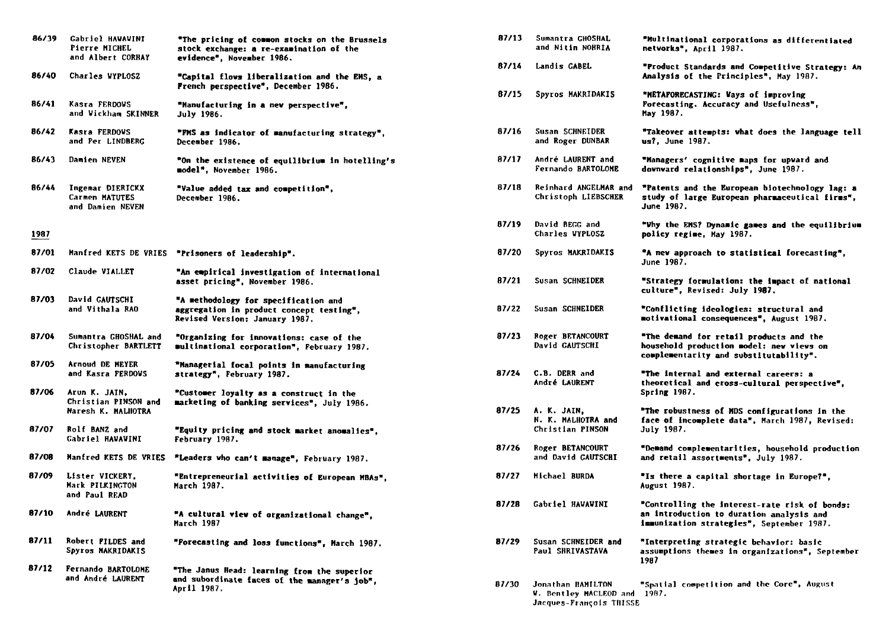| | | |
|---|---|---|
| 86/39 | Gabriel HAWAWINI Pierre MICHEL and Albert CORHAY | "The pricing of common stocks on the Brussels stock exchange: a re-examination of the evidence", November 1986. |
| 86/40 | Charles WYPLOSZ | "Capital flows liberalization and the EMS, a French perspective", December 1986. |
| 86/41 | Kasra FERDOWS and Wickham SKINNER | "Manufacturing in a new perspective", July 1986. |
| 86/42 | Kasra FERDOWS and Per LINDBERG | "FMS as indicator of manufacturing strategy", December 1986. |
| 86/43 | Damien NEVEN | "On the existence of equilibrium in hotelling's model", November 1986. |
| 86/44 | Ingemar DIERICKX Carmen MATUTES and Damien NEVEN | "Value added tax and competition", December 1986. |

## 1987

| | | |
|---|---|---|
| 87/01 | Manfred KETS DE VRIES | "Prisoners of leadership". |
| 87/02 | Claude VIALLET | "An empirical investigation of international asset pricing", November 1986. |
| 87/03 | David GAUTSCHI and Vithala RAO | "A methodology for specification and aggregation in product concept testing", Revised Version: January 1987. |
| 87/04 | Sumantra GHOSHAL and Christopher BARTLETT | "Organizing for innovations: case of the multinational corporation", February 1987. |
| 87/05 | Arnoud DE MEYER and Kasra FERDOWS | "Managerial focal points in manufacturing strategy", February 1987. |
| 87/06 | Arun K. JAIN, Christian PINSON and Naresh K. MALHOTRA | "Customer loyalty as a construct in the marketing of banking services", July 1986. |
| 87/07 | Rolf BANZ and Gabriel HAWAWINI | "Equity pricing and stock market anomalies", February 1987. |
| 87/08 | Manfred KETS DE VRIES | "Leaders who can't manage", February 1987. |
| 87/09 | Lister VICKERY, Mark PILKINGTON and Paul READ | "Entrepreneurial activities of European MBAs", March 1987. |
| 87/10 | André LAURENT | "A cultural view of organizational change", March 1987 |
| 87/11 | Robert FILDES and Spyros MAKRIDAKIS | "Forecasting and loss functions", March 1987. |
| 87/12 | Fernando BARTOLOME and André LAURENT | "The Janus Head: learning from the superior and subordinate faces of the manager's job", April 1987. |
| 87/13 | Sumantra GHOSHAL and Nitin NOHRIA | "Multinational corporations as differentiated networks", April 1987. |
| 87/14 | Landis GABEL | "Product Standards and Competitive Strategy: An Analysis of the Principles", May 1987. |
| 87/15 | Spyros MAKRIDAKIS | "METAFORECASTING: Ways of improving Forecasting. Accuracy and Usefulness", May 1987. |
| 87/16 | Susan SCHNEIDER and Roger DUNBAR | "Takeover attempts: what does the language tell us?, June 1987. |
| 87/17 | André LAURENT and Fernando BARTOLOME | "Managers' cognitive maps for upward and downward relationships", June 1987. |
| 87/18 | Reinhard ANGELMAR and Christoph LIEBSCHER | "Patents and the European biotechnology lag: a study of large European pharmaceutical firms", June 1987. |
| 87/19 | David BEGG and Charles WYPLOSZ | "Why the EMS? Dynamic games and the equilibrium policy regime, May 1987. |
| 87/20 | Spyros MAKRIDAKIS | "A new approach to statistical forecasting", June 1987. |
| 87/21 | Susan SCHNEIDER | "Strategy formulation: the impact of national culture", Revised: July 1987. |
| 87/22 | Susan SCHNEIDER | "Conflicting ideologies: structural and motivational consequences", August 1987. |
| 87/23 | Roger BETANCOURT David GAUTSCHI | "The demand for retail products and the household production model: new views on complementarity and substitutability". |
| 87/24 | C.B. DERR and André LAURENT | "The internal and external careers: a theoretical and cross-cultural perspective", Spring 1987. |
| 87/25 | A. K. JAIN, N. K. MALHOTRA and Christian PINSON | "The robustness of MDS configurations in the face of incomplete data", March 1987, Revised: July 1987. |
| 87/26 | Roger BETANCOURT and David GAUTSCHI | "Demand complementarities, household production and retail assortments", July 1987. |
| 87/27 | Michael BURDA | "Is there a capital shortage in Europe?", August 1987. |
| 87/28 | Gabriel HAWAWINI | "Controlling the interest-rate risk of bonds: an introduction to duration analysis and immunization strategies", September 1987. |
| 87/29 | Susan SCHNEIDER and Paul SHRIVASTAVA | "Interpreting strategic behavior: basic assumptions themes in organizations", September 1987 |
| 87/30 | Jonathan HAMILTON W. Bentley MACLEOD and Jacques-François THISSE | "Spatial competition and the Core", August 1987. |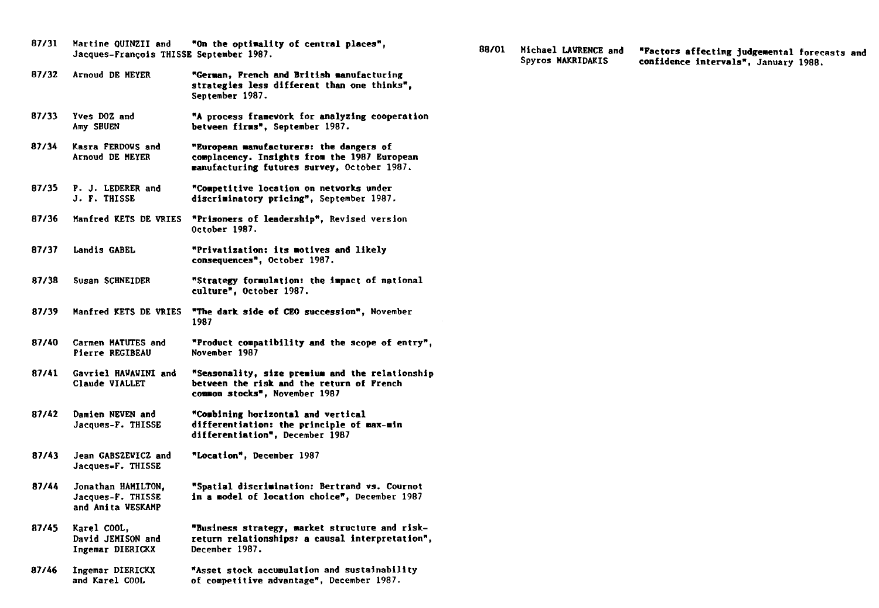87/31 Martine QUINZII and Jacques-François THISSE "On the optimality of central places", September 1987.

87/32 Arnoud DE MEYER "German, French and British manufacturing strategies less different than one thinks", September 1987.

87/33 Yves DOZ and Amy SHUEN "A process framework for analyzing cooperation between firms", September 1987.

87/34 Kasra FERDOWS and Arnoud DE MEYER "European manufacturers: the dangers of complacency. Insights from the 1987 European manufacturing futures survey, October 1987.

87/35 P. J. LEDERER and J. F. THISSE "Competitive location on networks under discriminatory pricing", September 1987.

87/36 Manfred KETS DE VRIES "Prisoners of leadership", Revised version October 1987.

87/37 Landis GABEL "Privatization: its motives and likely consequences", October 1987.

87/38 Susan SCHNEIDER "Strategy formulation: the impact of national culture", October 1987.

87/39 Manfred KETS DE VRIES "The dark side of CEO succession", November 1987

87/40 Carmen MATUTES and Pierre REGIBEAU "Product compatibility and the scope of entry", November 1987

87/41 Gavriel HAWAWINI and Claude VIALLET "Seasonality, size premium and the relationship between the risk and the return of French common stocks", November 1987

87/42 Damien NEVEN and Jacques-F. THISSE "Combining horizontal and vertical differentiation: the principle of max-min differentiation", December 1987

87/43 Jean GABSZEWICZ and Jacques-F. THISSE "Location", December 1987

87/44 Jonathan HAMILTON, Jacques-F. THISSE and Anita WESKAMP "Spatial discrimination: Bertrand vs. Cournot in a model of location choice", December 1987

87/45 Karel COOL, David JEMISON and Ingemar DIERICKX "Business strategy, market structure and risk-return relationships: a causal interpretation", December 1987.

87/46 Ingemar DIERICKX and Karel COOL "Asset stock accumulation and sustainability of competitive advantage", December 1987.

88/01 Michael LAWRENCE and Spyros MAKRIDAKIS "Factors affecting judgemental forecasts and confidence intervals", January 1988.